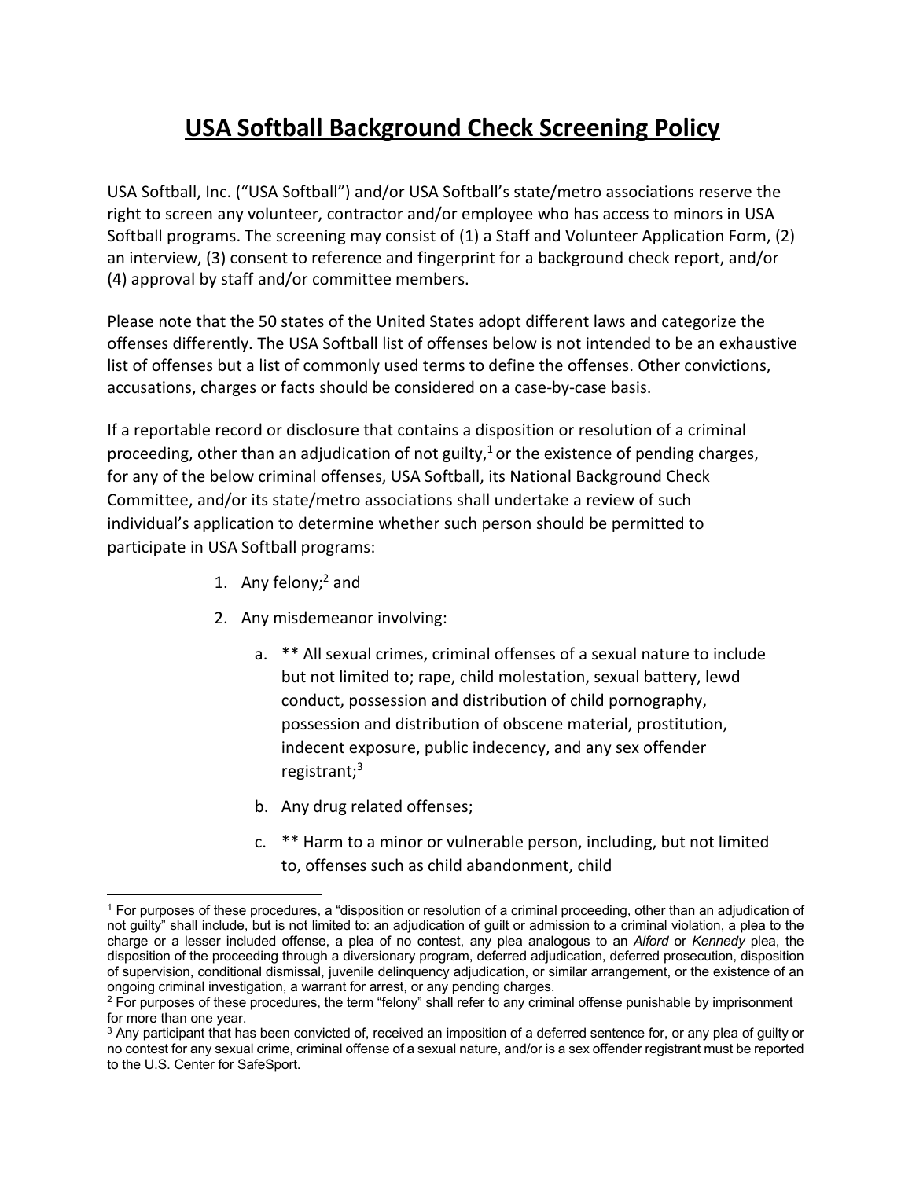# USA Softball Background Check Screening Policy

USA Softball, Inc. ("USA Softball") and/or USA Softball's state/metro associations reserve the right to screen any volunteer, contractor and/or employee who has access to minors in USA Softball programs. The screening may consist of (1) a Staff and Volunteer Application Form, (2) an interview, (3) consent to reference and fingerprint for a background check report, and/or (4) approval by staff and/or committee members.

Please note that the 50 states of the United States adopt different laws and categorize the offenses differently. The USA Softball list of offenses below is not intended to be an exhaustive list of offenses but a list of commonly used terms to define the offenses. Other convictions, accusations, charges or facts should be considered on a case-by-case basis.

If a reportable record or disclosure that contains a disposition or resolution of a criminal proceeding, other than an adjudication of not guilty,[1] or the existence of pending charges, for any of the below criminal offenses, USA Softball, its National Background Check Committee, and/or its state/metro associations shall undertake a review of such individual's application to determine whether such person should be permitted to participate in USA Softball programs:

1. Any felony;[2] and
2. Any misdemeanor involving:
    a. ** All sexual crimes, criminal offenses of a sexual nature to include but not limited to; rape, child molestation, sexual battery, lewd conduct, possession and distribution of child pornography, possession and distribution of obscene material, prostitution, indecent exposure, public indecency, and any sex offender registrant;[3]
    b. Any drug related offenses;
    c. ** Harm to a minor or vulnerable person, including, but not limited to, offenses such as child abandonment, child

---

[1] For purposes of these procedures, a "disposition or resolution of a criminal proceeding, other than an adjudication of not guilty" shall include, but is not limited to: an adjudication of guilt or admission to a criminal violation, a plea to the charge or a lesser included offense, a plea of no contest, any plea analogous to an *Alford* or *Kennedy* plea, the disposition of the proceeding through a diversionary program, deferred adjudication, deferred prosecution, disposition of supervision, conditional dismissal, juvenile delinquency adjudication, or similar arrangement, or the existence of an ongoing criminal investigation, a warrant for arrest, or any pending charges.

[2] For purposes of these procedures, the term "felony" shall refer to any criminal offense punishable by imprisonment for more than one year.

[3] Any participant that has been convicted of, received an imposition of a deferred sentence for, or any plea of guilty or no contest for any sexual crime, criminal offense of a sexual nature, and/or is a sex offender registrant must be reported to the U.S. Center for SafeSport.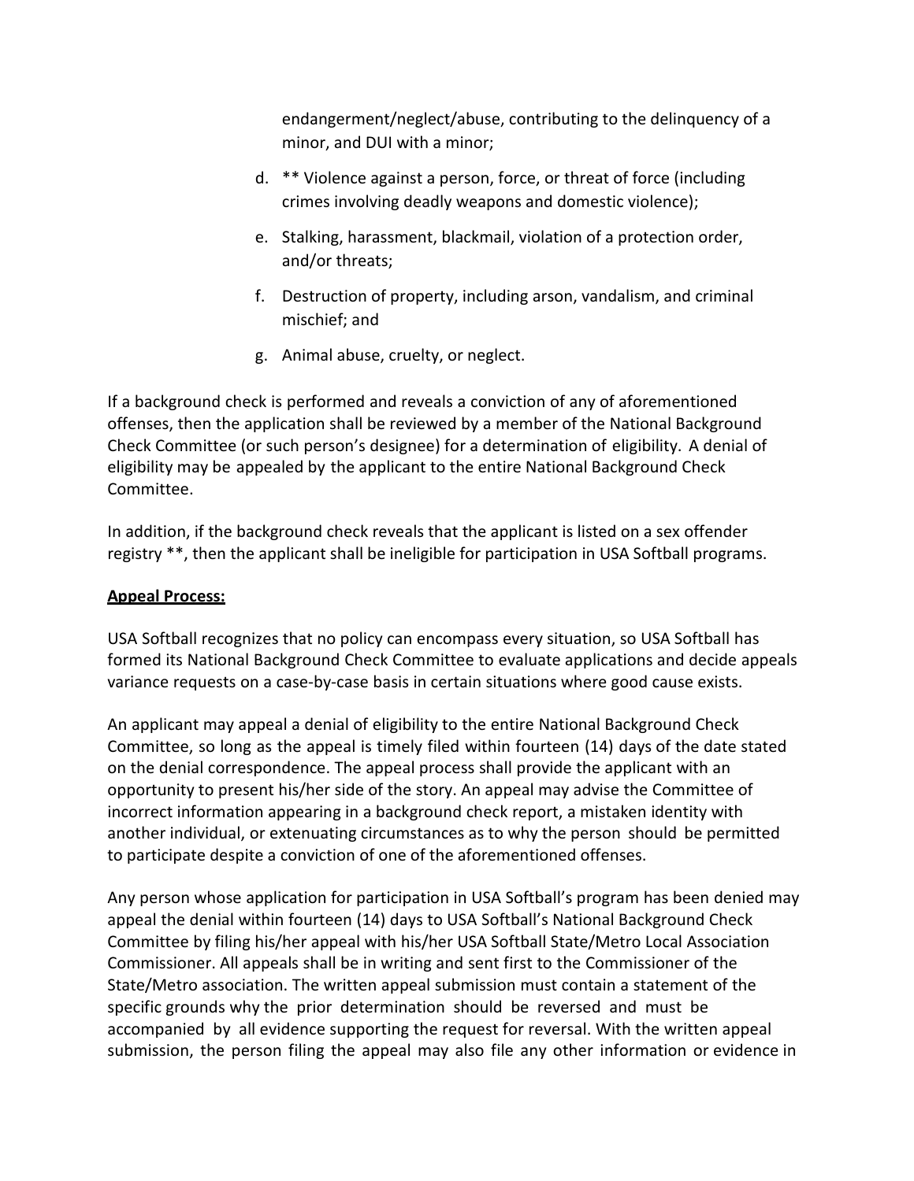endangerment/neglect/abuse, contributing to the delinquency of a minor, and DUI with a minor;

d. ** Violence against a person, force, or threat of force (including crimes involving deadly weapons and domestic violence);

e. Stalking, harassment, blackmail, violation of a protection order, and/or threats;

f. Destruction of property, including arson, vandalism, and criminal mischief; and

g. Animal abuse, cruelty, or neglect.

If a background check is performed and reveals a conviction of any of aforementioned offenses, then the application shall be reviewed by a member of the National Background Check Committee (or such person's designee) for a determination of eligibility. A denial of eligibility may be appealed by the applicant to the entire National Background Check Committee.

In addition, if the background check reveals that the applicant is listed on a sex offender registry **, then the applicant shall be ineligible for participation in USA Softball programs.

**Appeal Process:**

USA Softball recognizes that no policy can encompass every situation, so USA Softball has formed its National Background Check Committee to evaluate applications and decide appeals variance requests on a case-by-case basis in certain situations where good cause exists.

An applicant may appeal a denial of eligibility to the entire National Background Check Committee, so long as the appeal is timely filed within fourteen (14) days of the date stated on the denial correspondence. The appeal process shall provide the applicant with an opportunity to present his/her side of the story. An appeal may advise the Committee of incorrect information appearing in a background check report, a mistaken identity with another individual, or extenuating circumstances as to why the person should be permitted to participate despite a conviction of one of the aforementioned offenses.

Any person whose application for participation in USA Softball's program has been denied may appeal the denial within fourteen (14) days to USA Softball's National Background Check Committee by filing his/her appeal with his/her USA Softball State/Metro Local Association Commissioner. All appeals shall be in writing and sent first to the Commissioner of the State/Metro association. The written appeal submission must contain a statement of the specific grounds why the prior determination should be reversed and must be accompanied by all evidence supporting the request for reversal. With the written appeal submission, the person filing the appeal may also file any other information or evidence in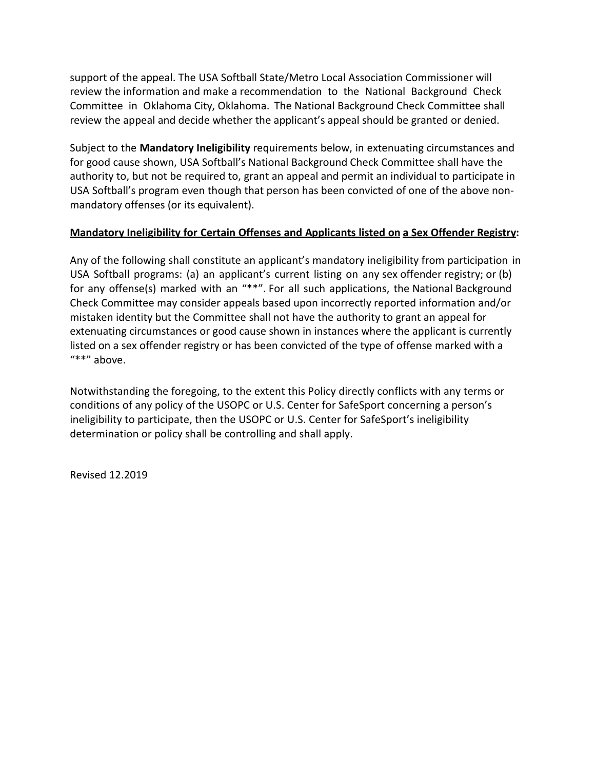support of the appeal. The USA Softball State/Metro Local Association Commissioner will review the information and make a recommendation to the National Background Check Committee in Oklahoma City, Oklahoma. The National Background Check Committee shall review the appeal and decide whether the applicant's appeal should be granted or denied.

Subject to the **Mandatory Ineligibility** requirements below, in extenuating circumstances and for good cause shown, USA Softball's National Background Check Committee shall have the authority to, but not be required to, grant an appeal and permit an individual to participate in USA Softball's program even though that person has been convicted of one of the above non-mandatory offenses (or its equivalent).

**Mandatory Ineligibility for Certain Offenses and Applicants listed on a Sex Offender Registry:**

Any of the following shall constitute an applicant's mandatory ineligibility from participation in USA Softball programs: (a) an applicant's current listing on any sex offender registry; or (b) for any offense(s) marked with an "**". For all such applications, the National Background Check Committee may consider appeals based upon incorrectly reported information and/or mistaken identity but the Committee shall not have the authority to grant an appeal for extenuating circumstances or good cause shown in instances where the applicant is currently listed on a sex offender registry or has been convicted of the type of offense marked with a "**" above.

Notwithstanding the foregoing, to the extent this Policy directly conflicts with any terms or conditions of any policy of the USOPC or U.S. Center for SafeSport concerning a person's ineligibility to participate, then the USOPC or U.S. Center for SafeSport's ineligibility determination or policy shall be controlling and shall apply.

Revised 12.2019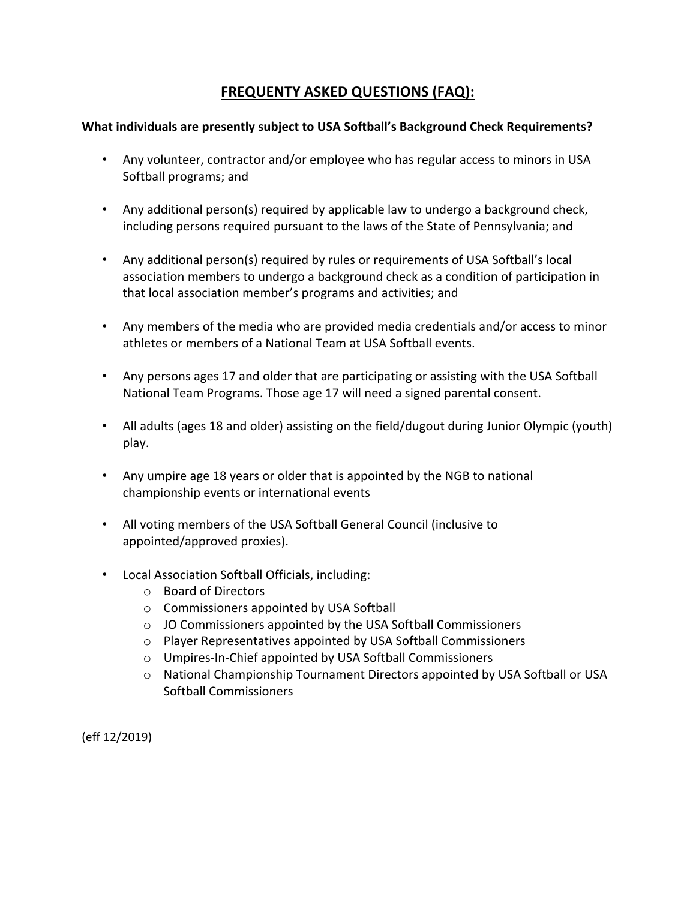## FREQUENTY ASKED QUESTIONS (FAQ):

**What individuals are presently subject to USA Softball's Background Check Requirements?**

- Any volunteer, contractor and/or employee who has regular access to minors in USA Softball programs; and
- Any additional person(s) required by applicable law to undergo a background check, including persons required pursuant to the laws of the State of Pennsylvania; and
- Any additional person(s) required by rules or requirements of USA Softball's local association members to undergo a background check as a condition of participation in that local association member's programs and activities; and
- Any members of the media who are provided media credentials and/or access to minor athletes or members of a National Team at USA Softball events.
- Any persons ages 17 and older that are participating or assisting with the USA Softball National Team Programs. Those age 17 will need a signed parental consent.
- All adults (ages 18 and older) assisting on the field/dugout during Junior Olympic (youth) play.
- Any umpire age 18 years or older that is appointed by the NGB to national championship events or international events
- All voting members of the USA Softball General Council (inclusive to appointed/approved proxies).
- Local Association Softball Officials, including:
  - Board of Directors
  - Commissioners appointed by USA Softball
  - JO Commissioners appointed by the USA Softball Commissioners
  - Player Representatives appointed by USA Softball Commissioners
  - Umpires-In-Chief appointed by USA Softball Commissioners
  - National Championship Tournament Directors appointed by USA Softball or USA Softball Commissioners

(eff 12/2019)